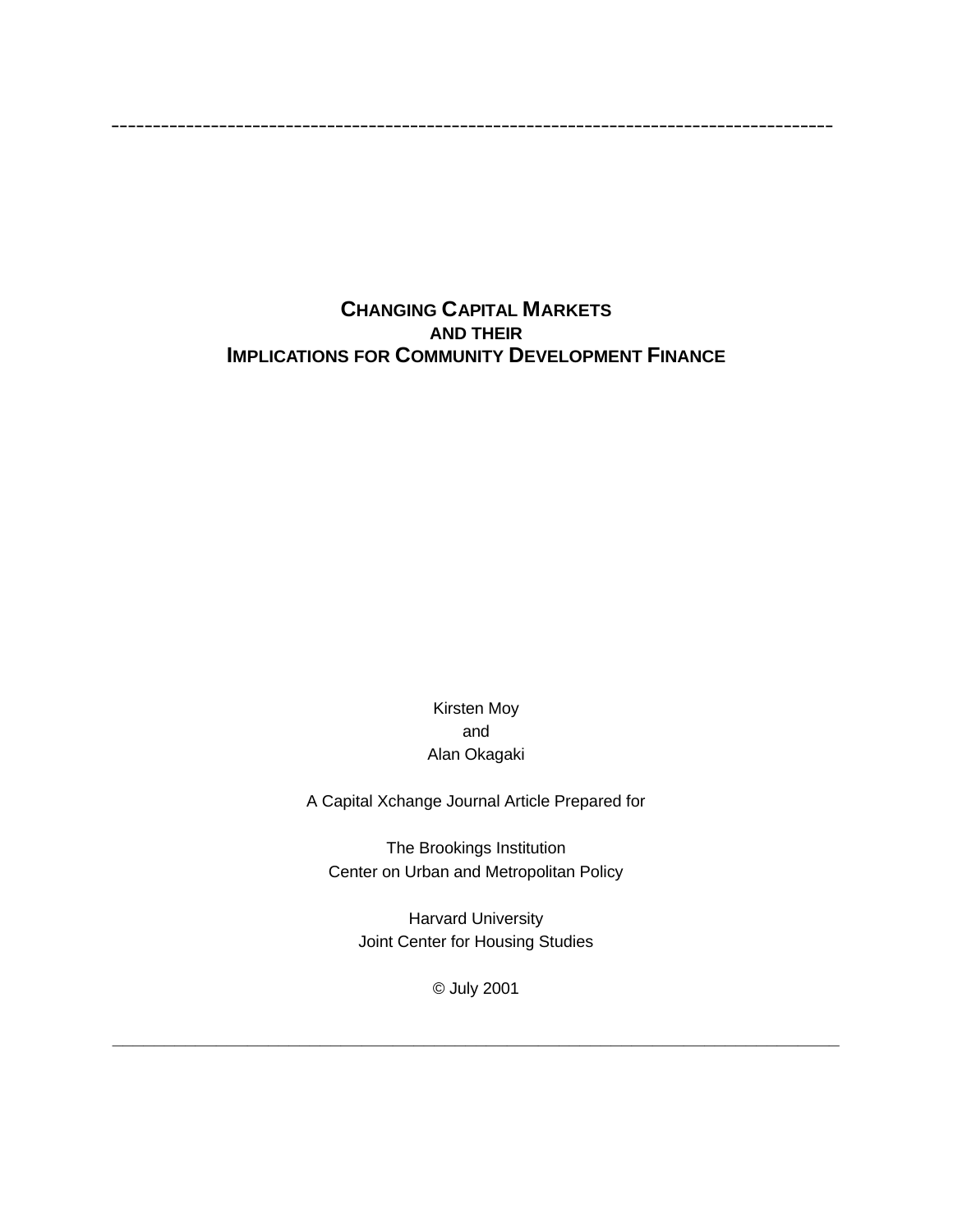# CHANGING CAPITAL MARKETS AND THEIR IMPLICATIONS FOR COMMUNITY DEVELOPMENT FINANCE

Kirsten Moy
and
Alan Okagaki

A Capital Xchange Journal Article Prepared for

The Brookings Institution
Center on Urban and Metropolitan Policy

Harvard University
Joint Center for Housing Studies

© July 2001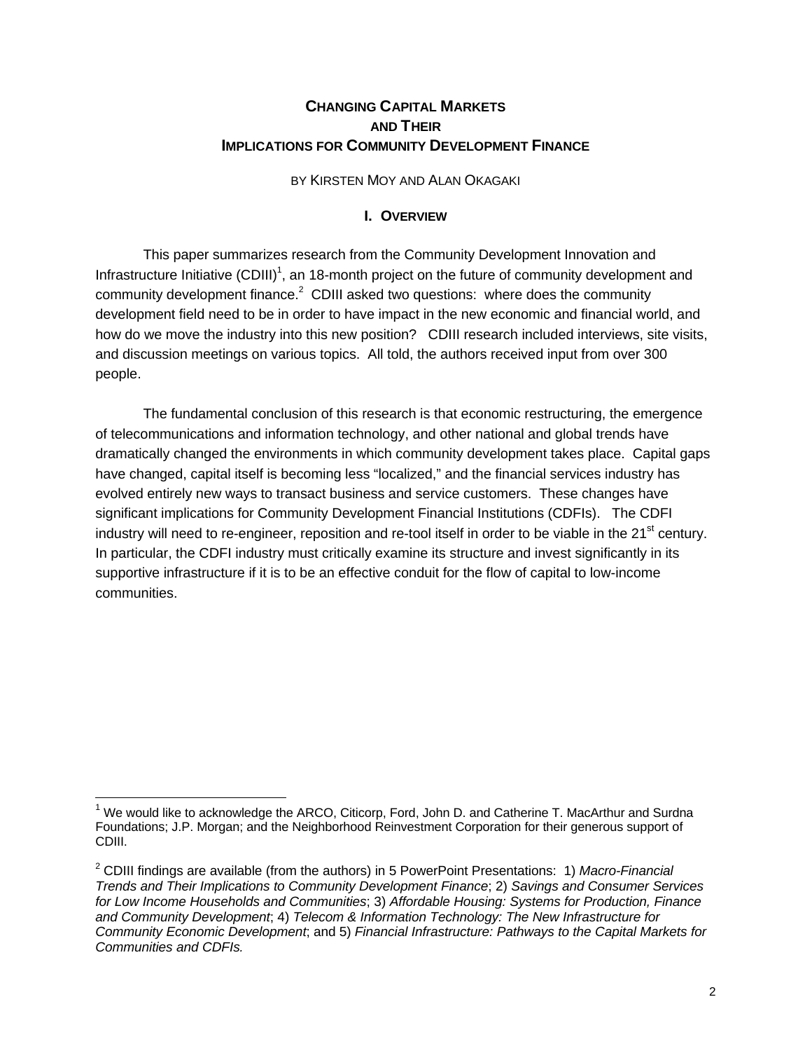# CHANGING CAPITAL MARKETS AND THEIR IMPLICATIONS FOR COMMUNITY DEVELOPMENT FINANCE

BY KIRSTEN MOY AND ALAN OKAGAKI

## I. OVERVIEW

This paper summarizes research from the Community Development Innovation and Infrastructure Initiative (CDIII)[1], an 18-month project on the future of community development and community development finance.[2] CDIII asked two questions: where does the community development field need to be in order to have impact in the new economic and financial world, and how do we move the industry into this new position? CDIII research included interviews, site visits, and discussion meetings on various topics. All told, the authors received input from over 300 people.

The fundamental conclusion of this research is that economic restructuring, the emergence of telecommunications and information technology, and other national and global trends have dramatically changed the environments in which community development takes place. Capital gaps have changed, capital itself is becoming less "localized," and the financial services industry has evolved entirely new ways to transact business and service customers. These changes have significant implications for Community Development Financial Institutions (CDFIs). The CDFI industry will need to re-engineer, reposition and re-tool itself in order to be viable in the 21st century. In particular, the CDFI industry must critically examine its structure and invest significantly in its supportive infrastructure if it is to be an effective conduit for the flow of capital to low-income communities.

---

[1] We would like to acknowledge the ARCO, Citicorp, Ford, John D. and Catherine T. MacArthur and Surdna Foundations; J.P. Morgan; and the Neighborhood Reinvestment Corporation for their generous support of CDIII.

[2] CDIII findings are available (from the authors) in 5 PowerPoint Presentations: 1) *Macro-Financial Trends and Their Implications to Community Development Finance*; 2) *Savings and Consumer Services for Low Income Households and Communities*; 3) *Affordable Housing: Systems for Production, Finance and Community Development*; 4) *Telecom & Information Technology: The New Infrastructure for Community Economic Development*; and 5) *Financial Infrastructure: Pathways to the Capital Markets for Communities and CDFIs.*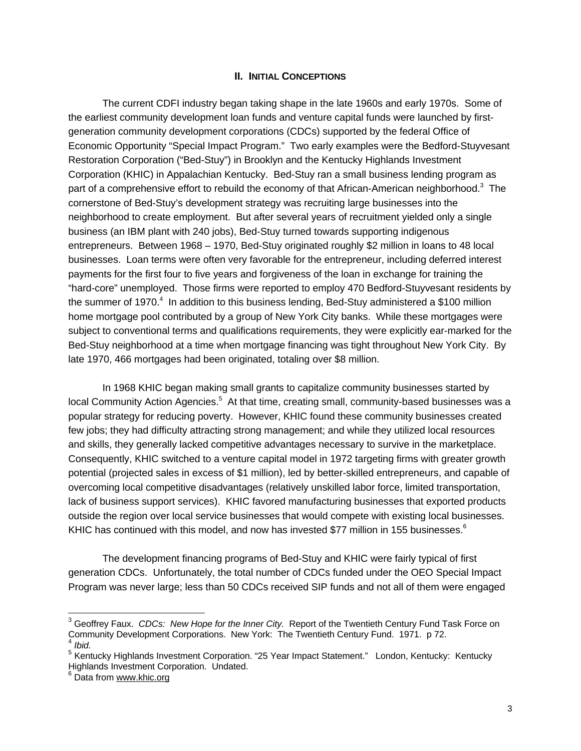## II. INITIAL CONCEPTIONS

The current CDFI industry began taking shape in the late 1960s and early 1970s. Some of the earliest community development loan funds and venture capital funds were launched by first-generation community development corporations (CDCs) supported by the federal Office of Economic Opportunity "Special Impact Program." Two early examples were the Bedford-Stuyvesant Restoration Corporation ("Bed-Stuy") in Brooklyn and the Kentucky Highlands Investment Corporation (KHIC) in Appalachian Kentucky. Bed-Stuy ran a small business lending program as part of a comprehensive effort to rebuild the economy of that African-American neighborhood.[3] The cornerstone of Bed-Stuy's development strategy was recruiting large businesses into the neighborhood to create employment. But after several years of recruitment yielded only a single business (an IBM plant with 240 jobs), Bed-Stuy turned towards supporting indigenous entrepreneurs. Between 1968 – 1970, Bed-Stuy originated roughly $2 million in loans to 48 local businesses. Loan terms were often very favorable for the entrepreneur, including deferred interest payments for the first four to five years and forgiveness of the loan in exchange for training the "hard-core" unemployed. Those firms were reported to employ 470 Bedford-Stuyvesant residents by the summer of 1970.[4] In addition to this business lending, Bed-Stuy administered a $100 million home mortgage pool contributed by a group of New York City banks. While these mortgages were subject to conventional terms and qualifications requirements, they were explicitly ear-marked for the Bed-Stuy neighborhood at a time when mortgage financing was tight throughout New York City. By late 1970, 466 mortgages had been originated, totaling over $8 million.

In 1968 KHIC began making small grants to capitalize community businesses started by local Community Action Agencies.[5] At that time, creating small, community-based businesses was a popular strategy for reducing poverty. However, KHIC found these community businesses created few jobs; they had difficulty attracting strong management; and while they utilized local resources and skills, they generally lacked competitive advantages necessary to survive in the marketplace. Consequently, KHIC switched to a venture capital model in 1972 targeting firms with greater growth potential (projected sales in excess of $1 million), led by better-skilled entrepreneurs, and capable of overcoming local competitive disadvantages (relatively unskilled labor force, limited transportation, lack of business support services). KHIC favored manufacturing businesses that exported products outside the region over local service businesses that would compete with existing local businesses. KHIC has continued with this model, and now has invested $77 million in 155 businesses.[6]

The development financing programs of Bed-Stuy and KHIC were fairly typical of first generation CDCs. Unfortunately, the total number of CDCs funded under the OEO Special Impact Program was never large; less than 50 CDCs received SIP funds and not all of them were engaged

---

[3] Geoffrey Faux. *CDCs: New Hope for the Inner City.* Report of the Twentieth Century Fund Task Force on Community Development Corporations. New York: The Twentieth Century Fund. 1971. p 72.

[4] *Ibid.*

[5] Kentucky Highlands Investment Corporation. "25 Year Impact Statement." London, Kentucky: Kentucky Highlands Investment Corporation. Undated.

[6] Data from www.khic.org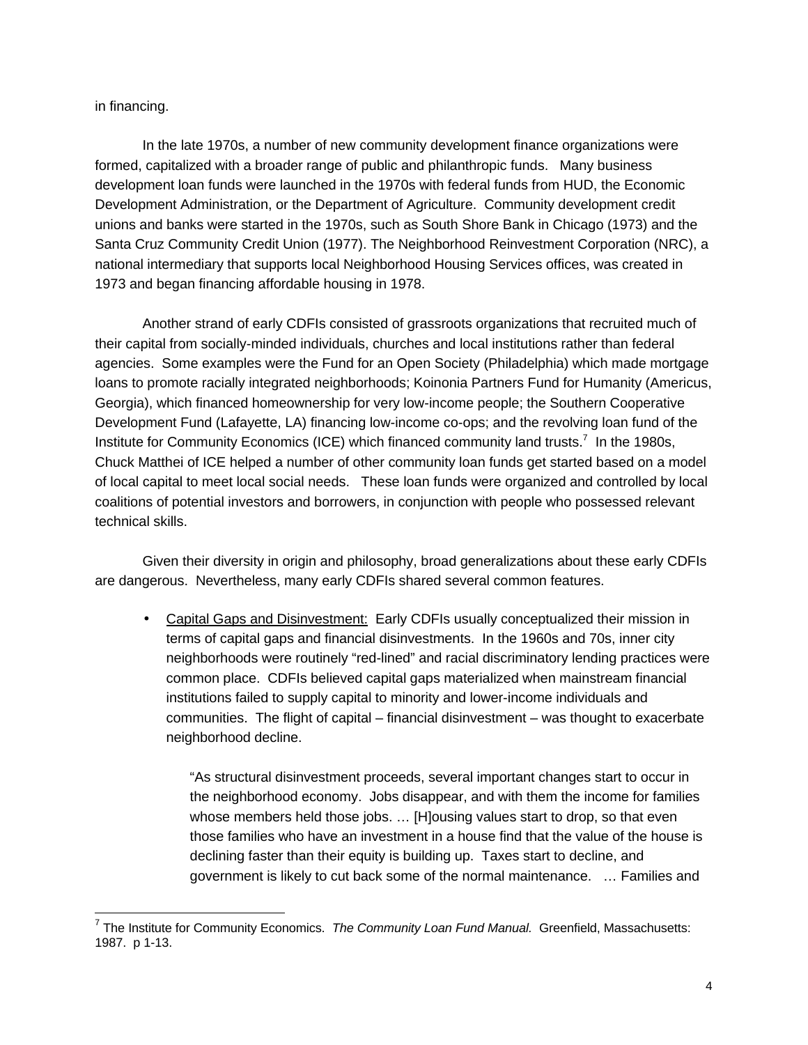in financing.

In the late 1970s, a number of new community development finance organizations were formed, capitalized with a broader range of public and philanthropic funds. Many business development loan funds were launched in the 1970s with federal funds from HUD, the Economic Development Administration, or the Department of Agriculture. Community development credit unions and banks were started in the 1970s, such as South Shore Bank in Chicago (1973) and the Santa Cruz Community Credit Union (1977). The Neighborhood Reinvestment Corporation (NRC), a national intermediary that supports local Neighborhood Housing Services offices, was created in 1973 and began financing affordable housing in 1978.

Another strand of early CDFIs consisted of grassroots organizations that recruited much of their capital from socially-minded individuals, churches and local institutions rather than federal agencies. Some examples were the Fund for an Open Society (Philadelphia) which made mortgage loans to promote racially integrated neighborhoods; Koinonia Partners Fund for Humanity (Americus, Georgia), which financed homeownership for very low-income people; the Southern Cooperative Development Fund (Lafayette, LA) financing low-income co-ops; and the revolving loan fund of the Institute for Community Economics (ICE) which financed community land trusts.[7] In the 1980s, Chuck Matthei of ICE helped a number of other community loan funds get started based on a model of local capital to meet local social needs. These loan funds were organized and controlled by local coalitions of potential investors and borrowers, in conjunction with people who possessed relevant technical skills.

Given their diversity in origin and philosophy, broad generalizations about these early CDFIs are dangerous. Nevertheless, many early CDFIs shared several common features.

- Capital Gaps and Disinvestment: Early CDFIs usually conceptualized their mission in terms of capital gaps and financial disinvestments. In the 1960s and 70s, inner city neighborhoods were routinely "red-lined" and racial discriminatory lending practices were common place. CDFIs believed capital gaps materialized when mainstream financial institutions failed to supply capital to minority and lower-income individuals and communities. The flight of capital – financial disinvestment – was thought to exacerbate neighborhood decline.

  > "As structural disinvestment proceeds, several important changes start to occur in the neighborhood economy. Jobs disappear, and with them the income for families whose members held those jobs. … [H]ousing values start to drop, so that even those families who have an investment in a house find that the value of the house is declining faster than their equity is building up. Taxes start to decline, and government is likely to cut back some of the normal maintenance. … Families and

---

[7] The Institute for Community Economics. *The Community Loan Fund Manual.* Greenfield, Massachusetts: 1987. p 1-13.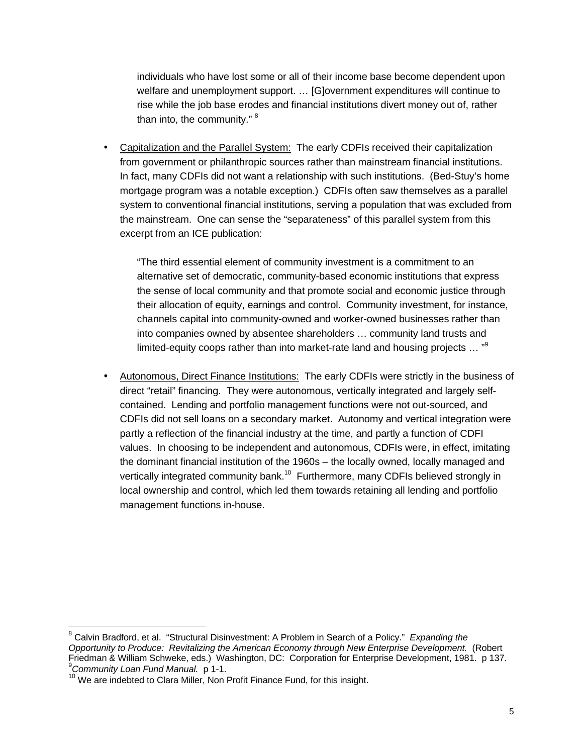> individuals who have lost some or all of their income base become dependent upon welfare and unemployment support. … [G]overnment expenditures will continue to rise while the job base erodes and financial institutions divert money out of, rather than into, the community." [8]

- <u>Capitalization and the Parallel System:</u> The early CDFIs received their capitalization from government or philanthropic sources rather than mainstream financial institutions. In fact, many CDFIs did not want a relationship with such institutions. (Bed-Stuy's home mortgage program was a notable exception.) CDFIs often saw themselves as a parallel system to conventional financial institutions, serving a population that was excluded from the mainstream. One can sense the "separateness" of this parallel system from this excerpt from an ICE publication:

  > "The third essential element of community investment is a commitment to an alternative set of democratic, community-based economic institutions that express the sense of local community and that promote social and economic justice through their allocation of equity, earnings and control. Community investment, for instance, channels capital into community-owned and worker-owned businesses rather than into companies owned by absentee shareholders … community land trusts and limited-equity coops rather than into market-rate land and housing projects … "[9]

- <u>Autonomous, Direct Finance Institutions:</u> The early CDFIs were strictly in the business of direct "retail" financing. They were autonomous, vertically integrated and largely self-contained. Lending and portfolio management functions were not out-sourced, and CDFIs did not sell loans on a secondary market. Autonomy and vertical integration were partly a reflection of the financial industry at the time, and partly a function of CDFI values. In choosing to be independent and autonomous, CDFIs were, in effect, imitating the dominant financial institution of the 1960s – the locally owned, locally managed and vertically integrated community bank.[10] Furthermore, many CDFIs believed strongly in local ownership and control, which led them towards retaining all lending and portfolio management functions in-house.

---

[8] Calvin Bradford, et al. "Structural Disinvestment: A Problem in Search of a Policy." *Expanding the Opportunity to Produce: Revitalizing the American Economy through New Enterprise Development.* (Robert Friedman & William Schweke, eds.) Washington, DC: Corporation for Enterprise Development, 1981. p 137.

[9] *Community Loan Fund Manual.* p 1-1.

[10] We are indebted to Clara Miller, Non Profit Finance Fund, for this insight.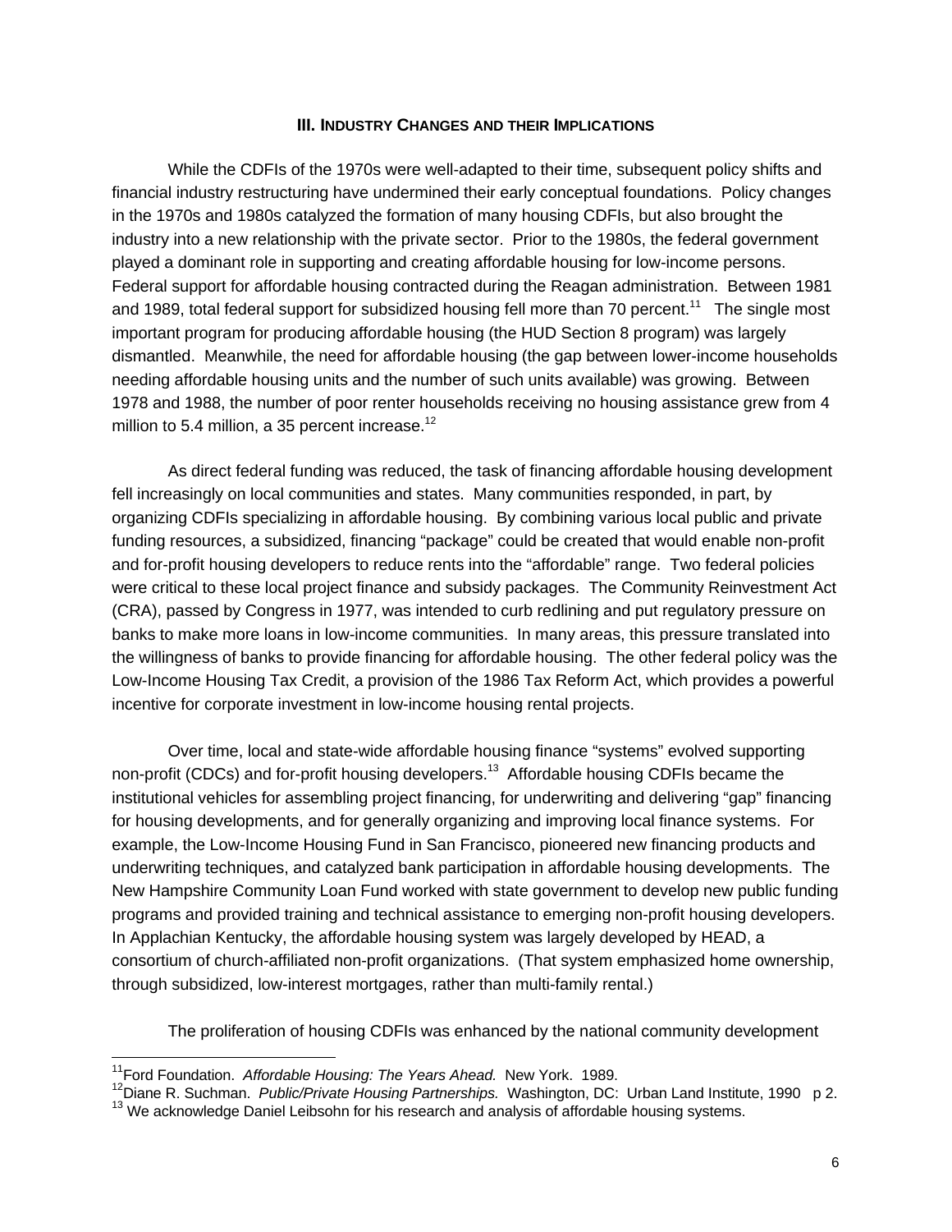## III. INDUSTRY CHANGES AND THEIR IMPLICATIONS

While the CDFIs of the 1970s were well-adapted to their time, subsequent policy shifts and financial industry restructuring have undermined their early conceptual foundations. Policy changes in the 1970s and 1980s catalyzed the formation of many housing CDFIs, but also brought the industry into a new relationship with the private sector. Prior to the 1980s, the federal government played a dominant role in supporting and creating affordable housing for low-income persons. Federal support for affordable housing contracted during the Reagan administration. Between 1981 and 1989, total federal support for subsidized housing fell more than 70 percent.[11] The single most important program for producing affordable housing (the HUD Section 8 program) was largely dismantled. Meanwhile, the need for affordable housing (the gap between lower-income households needing affordable housing units and the number of such units available) was growing. Between 1978 and 1988, the number of poor renter households receiving no housing assistance grew from 4 million to 5.4 million, a 35 percent increase.[12]

As direct federal funding was reduced, the task of financing affordable housing development fell increasingly on local communities and states. Many communities responded, in part, by organizing CDFIs specializing in affordable housing. By combining various local public and private funding resources, a subsidized, financing "package" could be created that would enable non-profit and for-profit housing developers to reduce rents into the "affordable" range. Two federal policies were critical to these local project finance and subsidy packages. The Community Reinvestment Act (CRA), passed by Congress in 1977, was intended to curb redlining and put regulatory pressure on banks to make more loans in low-income communities. In many areas, this pressure translated into the willingness of banks to provide financing for affordable housing. The other federal policy was the Low-Income Housing Tax Credit, a provision of the 1986 Tax Reform Act, which provides a powerful incentive for corporate investment in low-income housing rental projects.

Over time, local and state-wide affordable housing finance "systems" evolved supporting non-profit (CDCs) and for-profit housing developers.[13] Affordable housing CDFIs became the institutional vehicles for assembling project financing, for underwriting and delivering "gap" financing for housing developments, and for generally organizing and improving local finance systems. For example, the Low-Income Housing Fund in San Francisco, pioneered new financing products and underwriting techniques, and catalyzed bank participation in affordable housing developments. The New Hampshire Community Loan Fund worked with state government to develop new public funding programs and provided training and technical assistance to emerging non-profit housing developers. In Applachian Kentucky, the affordable housing system was largely developed by HEAD, a consortium of church-affiliated non-profit organizations. (That system emphasized home ownership, through subsidized, low-interest mortgages, rather than multi-family rental.)

The proliferation of housing CDFIs was enhanced by the national community development

---

[11] Ford Foundation. *Affordable Housing: The Years Ahead.* New York. 1989.

[12] Diane R. Suchman. *Public/Private Housing Partnerships.* Washington, DC: Urban Land Institute, 1990 p 2.

[13] We acknowledge Daniel Leibsohn for his research and analysis of affordable housing systems.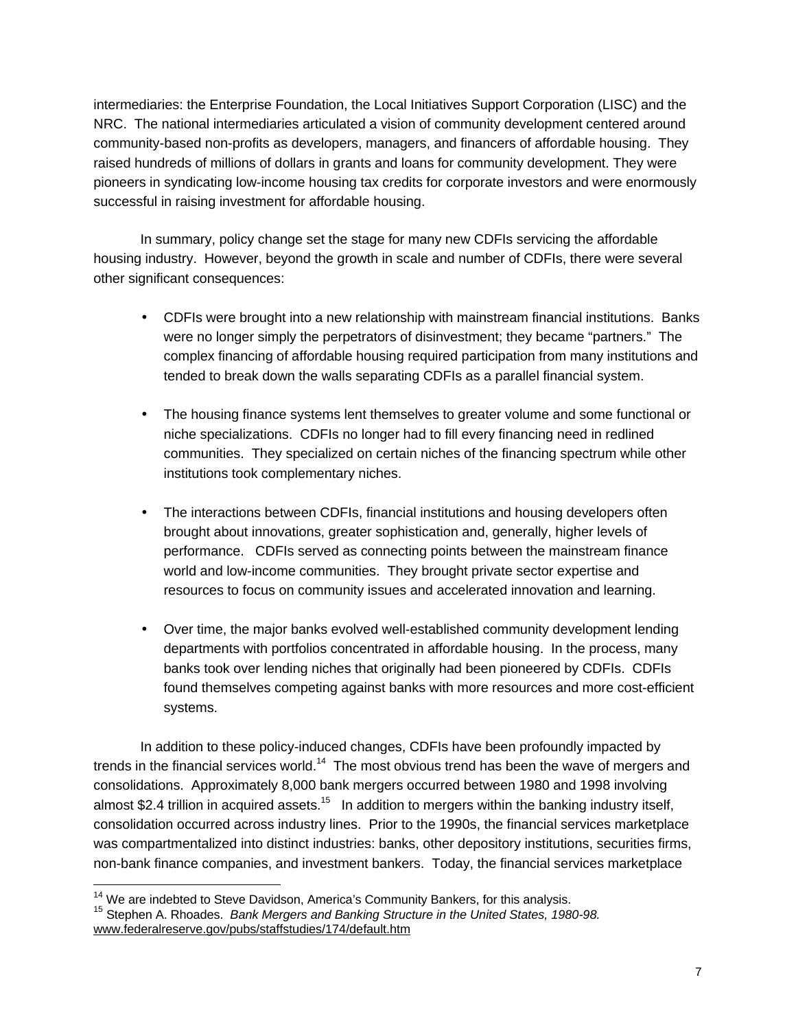intermediaries: the Enterprise Foundation, the Local Initiatives Support Corporation (LISC) and the NRC. The national intermediaries articulated a vision of community development centered around community-based non-profits as developers, managers, and financers of affordable housing. They raised hundreds of millions of dollars in grants and loans for community development. They were pioneers in syndicating low-income housing tax credits for corporate investors and were enormously successful in raising investment for affordable housing.

In summary, policy change set the stage for many new CDFIs servicing the affordable housing industry. However, beyond the growth in scale and number of CDFIs, there were several other significant consequences:

- CDFIs were brought into a new relationship with mainstream financial institutions. Banks were no longer simply the perpetrators of disinvestment; they became "partners." The complex financing of affordable housing required participation from many institutions and tended to break down the walls separating CDFIs as a parallel financial system.

- The housing finance systems lent themselves to greater volume and some functional or niche specializations. CDFIs no longer had to fill every financing need in redlined communities. They specialized on certain niches of the financing spectrum while other institutions took complementary niches.

- The interactions between CDFIs, financial institutions and housing developers often brought about innovations, greater sophistication and, generally, higher levels of performance. CDFIs served as connecting points between the mainstream finance world and low-income communities. They brought private sector expertise and resources to focus on community issues and accelerated innovation and learning.

- Over time, the major banks evolved well-established community development lending departments with portfolios concentrated in affordable housing. In the process, many banks took over lending niches that originally had been pioneered by CDFIs. CDFIs found themselves competing against banks with more resources and more cost-efficient systems.

In addition to these policy-induced changes, CDFIs have been profoundly impacted by trends in the financial services world.[14] The most obvious trend has been the wave of mergers and consolidations. Approximately 8,000 bank mergers occurred between 1980 and 1998 involving almost $2.4 trillion in acquired assets.[15] In addition to mergers within the banking industry itself, consolidation occurred across industry lines. Prior to the 1990s, the financial services marketplace was compartmentalized into distinct industries: banks, other depository institutions, securities firms, non-bank finance companies, and investment bankers. Today, the financial services marketplace

---

[14] We are indebted to Steve Davidson, America's Community Bankers, for this analysis.

[15] Stephen A. Rhoades. *Bank Mergers and Banking Structure in the United States, 1980-98.* www.federalreserve.gov/pubs/staffstudies/174/default.htm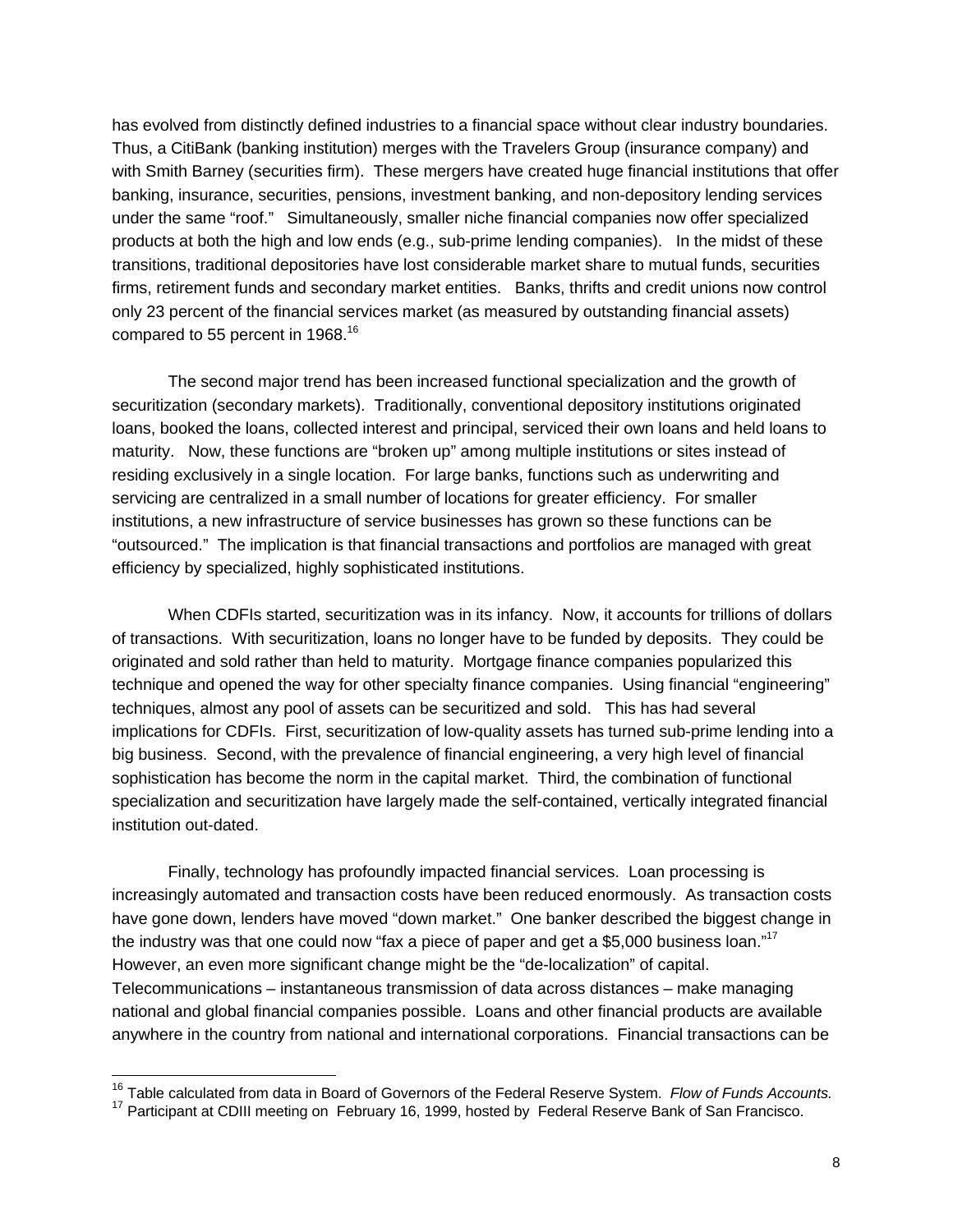has evolved from distinctly defined industries to a financial space without clear industry boundaries. Thus, a CitiBank (banking institution) merges with the Travelers Group (insurance company) and with Smith Barney (securities firm). These mergers have created huge financial institutions that offer banking, insurance, securities, pensions, investment banking, and non-depository lending services under the same "roof." Simultaneously, smaller niche financial companies now offer specialized products at both the high and low ends (e.g., sub-prime lending companies). In the midst of these transitions, traditional depositories have lost considerable market share to mutual funds, securities firms, retirement funds and secondary market entities. Banks, thrifts and credit unions now control only 23 percent of the financial services market (as measured by outstanding financial assets) compared to 55 percent in 1968.[16]

The second major trend has been increased functional specialization and the growth of securitization (secondary markets). Traditionally, conventional depository institutions originated loans, booked the loans, collected interest and principal, serviced their own loans and held loans to maturity. Now, these functions are "broken up" among multiple institutions or sites instead of residing exclusively in a single location. For large banks, functions such as underwriting and servicing are centralized in a small number of locations for greater efficiency. For smaller institutions, a new infrastructure of service businesses has grown so these functions can be "outsourced." The implication is that financial transactions and portfolios are managed with great efficiency by specialized, highly sophisticated institutions.

When CDFIs started, securitization was in its infancy. Now, it accounts for trillions of dollars of transactions. With securitization, loans no longer have to be funded by deposits. They could be originated and sold rather than held to maturity. Mortgage finance companies popularized this technique and opened the way for other specialty finance companies. Using financial "engineering" techniques, almost any pool of assets can be securitized and sold. This has had several implications for CDFIs. First, securitization of low-quality assets has turned sub-prime lending into a big business. Second, with the prevalence of financial engineering, a very high level of financial sophistication has become the norm in the capital market. Third, the combination of functional specialization and securitization have largely made the self-contained, vertically integrated financial institution out-dated.

Finally, technology has profoundly impacted financial services. Loan processing is increasingly automated and transaction costs have been reduced enormously. As transaction costs have gone down, lenders have moved "down market." One banker described the biggest change in the industry was that one could now "fax a piece of paper and get a $5,000 business loan."[17] However, an even more significant change might be the "de-localization" of capital. Telecommunications – instantaneous transmission of data across distances – make managing national and global financial companies possible. Loans and other financial products are available anywhere in the country from national and international corporations. Financial transactions can be

---

[16] Table calculated from data in Board of Governors of the Federal Reserve System. *Flow of Funds Accounts.*

[17] Participant at CDIII meeting on February 16, 1999, hosted by Federal Reserve Bank of San Francisco.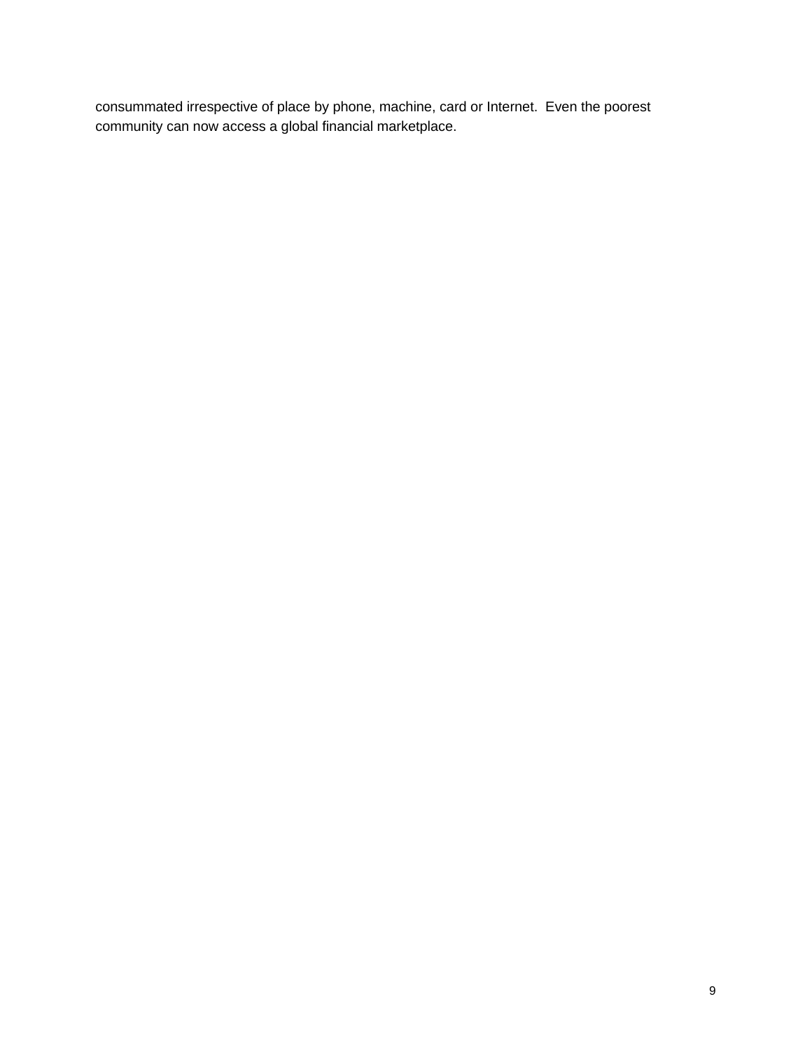consummated irrespective of place by phone, machine, card or Internet. Even the poorest community can now access a global financial marketplace.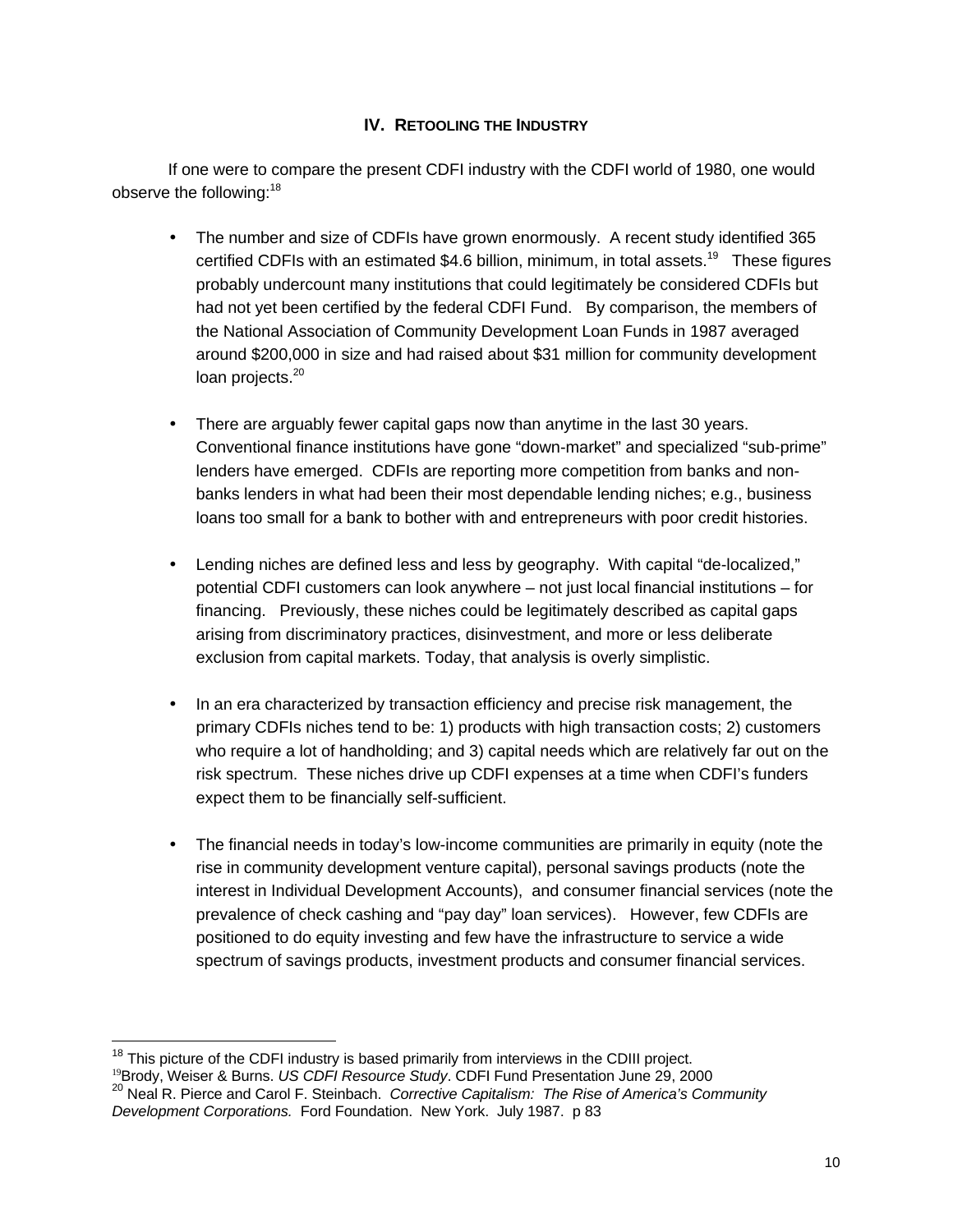## IV. RETOOLING THE INDUSTRY

If one were to compare the present CDFI industry with the CDFI world of 1980, one would observe the following:[18]

- The number and size of CDFIs have grown enormously. A recent study identified 365 certified CDFIs with an estimated $4.6 billion, minimum, in total assets.[19] These figures probably undercount many institutions that could legitimately be considered CDFIs but had not yet been certified by the federal CDFI Fund. By comparison, the members of the National Association of Community Development Loan Funds in 1987 averaged around $200,000 in size and had raised about $31 million for community development loan projects.[20]

- There are arguably fewer capital gaps now than anytime in the last 30 years. Conventional finance institutions have gone "down-market" and specialized "sub-prime" lenders have emerged. CDFIs are reporting more competition from banks and non-banks lenders in what had been their most dependable lending niches; e.g., business loans too small for a bank to bother with and entrepreneurs with poor credit histories.

- Lending niches are defined less and less by geography. With capital "de-localized," potential CDFI customers can look anywhere – not just local financial institutions – for financing. Previously, these niches could be legitimately described as capital gaps arising from discriminatory practices, disinvestment, and more or less deliberate exclusion from capital markets. Today, that analysis is overly simplistic.

- In an era characterized by transaction efficiency and precise risk management, the primary CDFIs niches tend to be: 1) products with high transaction costs; 2) customers who require a lot of handholding; and 3) capital needs which are relatively far out on the risk spectrum. These niches drive up CDFI expenses at a time when CDFI's funders expect them to be financially self-sufficient.

- The financial needs in today's low-income communities are primarily in equity (note the rise in community development venture capital), personal savings products (note the interest in Individual Development Accounts), and consumer financial services (note the prevalence of check cashing and "pay day" loan services). However, few CDFIs are positioned to do equity investing and few have the infrastructure to service a wide spectrum of savings products, investment products and consumer financial services.

---

[18] This picture of the CDFI industry is based primarily from interviews in the CDIII project.

[19] Brody, Weiser & Burns. *US CDFI Resource Study*. CDFI Fund Presentation June 29, 2000

[20] Neal R. Pierce and Carol F. Steinbach. *Corrective Capitalism: The Rise of America's Community Development Corporations.* Ford Foundation. New York. July 1987. p 83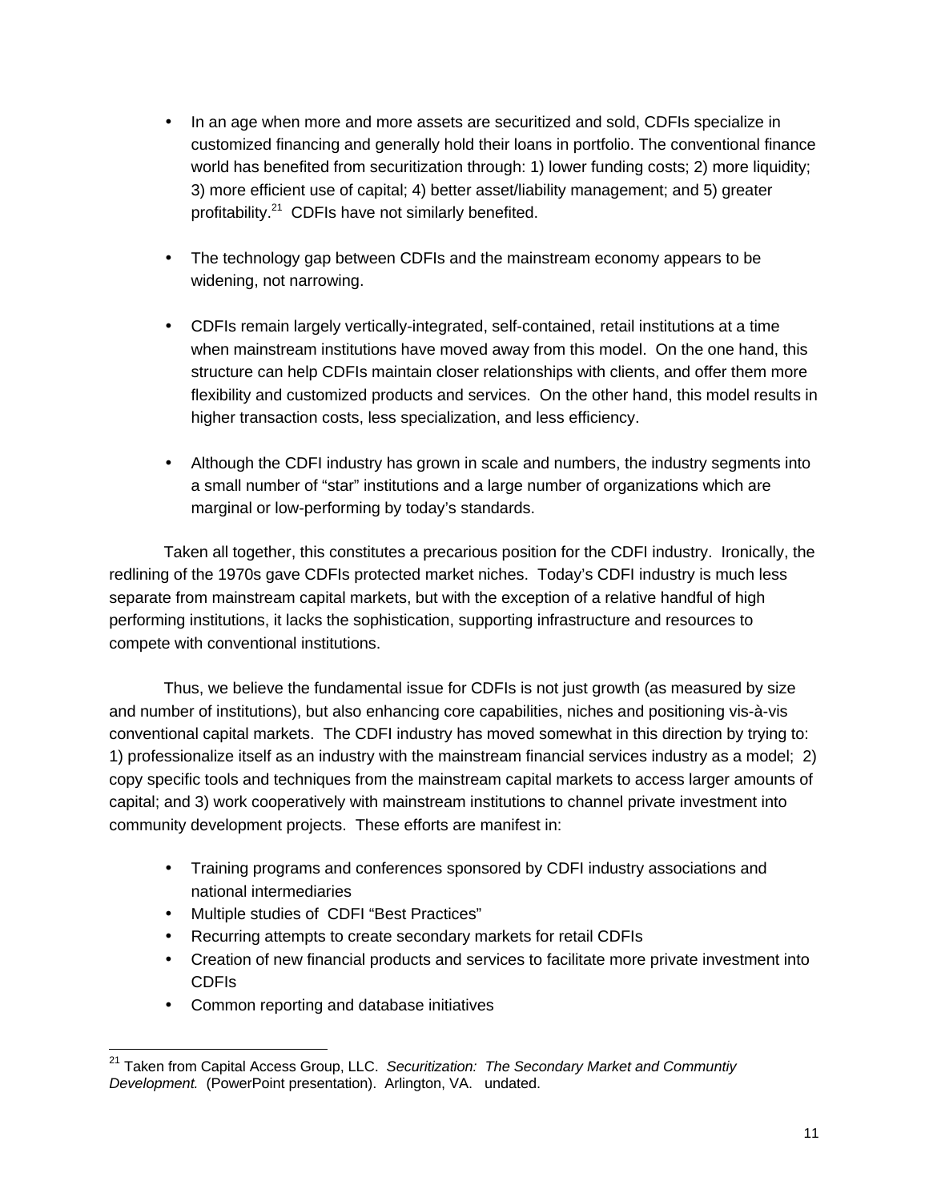- In an age when more and more assets are securitized and sold, CDFIs specialize in customized financing and generally hold their loans in portfolio. The conventional finance world has benefited from securitization through: 1) lower funding costs; 2) more liquidity; 3) more efficient use of capital; 4) better asset/liability management; and 5) greater profitability.[21] CDFIs have not similarly benefited.

- The technology gap between CDFIs and the mainstream economy appears to be widening, not narrowing.

- CDFIs remain largely vertically-integrated, self-contained, retail institutions at a time when mainstream institutions have moved away from this model. On the one hand, this structure can help CDFIs maintain closer relationships with clients, and offer them more flexibility and customized products and services. On the other hand, this model results in higher transaction costs, less specialization, and less efficiency.

- Although the CDFI industry has grown in scale and numbers, the industry segments into a small number of "star" institutions and a large number of organizations which are marginal or low-performing by today's standards.

Taken all together, this constitutes a precarious position for the CDFI industry. Ironically, the redlining of the 1970s gave CDFIs protected market niches. Today's CDFI industry is much less separate from mainstream capital markets, but with the exception of a relative handful of high performing institutions, it lacks the sophistication, supporting infrastructure and resources to compete with conventional institutions.

Thus, we believe the fundamental issue for CDFIs is not just growth (as measured by size and number of institutions), but also enhancing core capabilities, niches and positioning vis-à-vis conventional capital markets. The CDFI industry has moved somewhat in this direction by trying to: 1) professionalize itself as an industry with the mainstream financial services industry as a model; 2) copy specific tools and techniques from the mainstream capital markets to access larger amounts of capital; and 3) work cooperatively with mainstream institutions to channel private investment into community development projects. These efforts are manifest in:

- Training programs and conferences sponsored by CDFI industry associations and national intermediaries
- Multiple studies of CDFI "Best Practices"
- Recurring attempts to create secondary markets for retail CDFIs
- Creation of new financial products and services to facilitate more private investment into CDFIs
- Common reporting and database initiatives

---

[21] Taken from Capital Access Group, LLC. *Securitization: The Secondary Market and Communtiy Development.* (PowerPoint presentation). Arlington, VA. undated.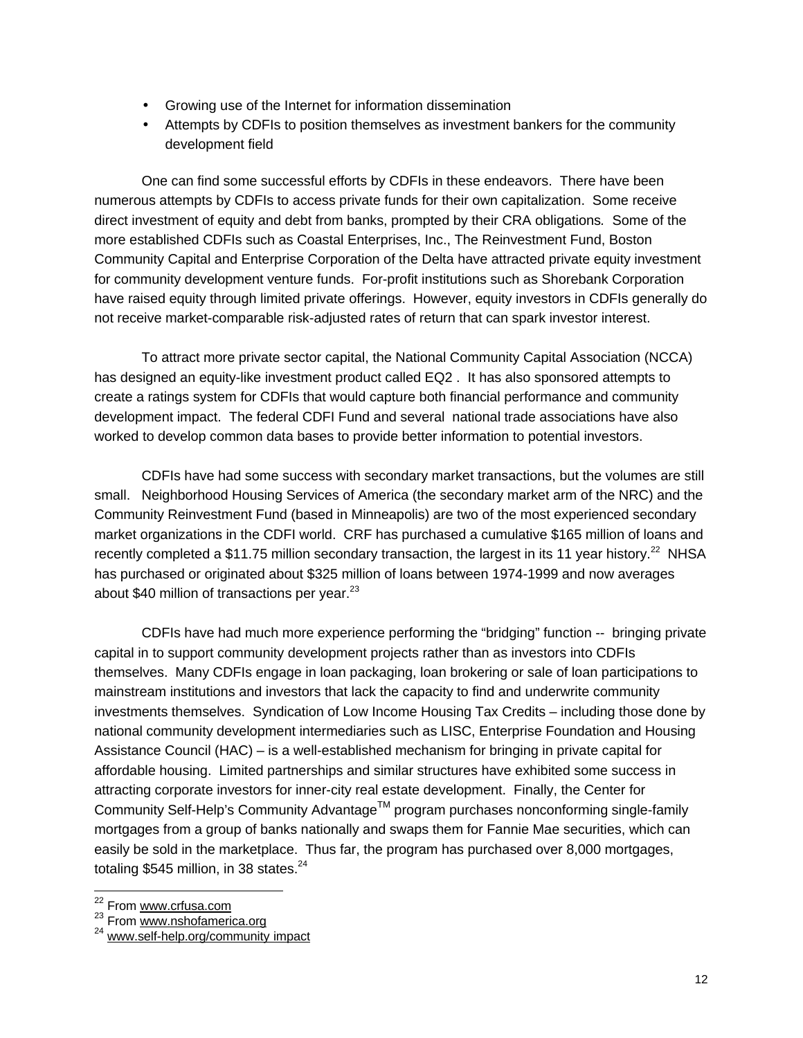- Growing use of the Internet for information dissemination
- Attempts by CDFIs to position themselves as investment bankers for the community development field

One can find some successful efforts by CDFIs in these endeavors. There have been numerous attempts by CDFIs to access private funds for their own capitalization. Some receive direct investment of equity and debt from banks, prompted by their CRA obligations. Some of the more established CDFIs such as Coastal Enterprises, Inc., The Reinvestment Fund, Boston Community Capital and Enterprise Corporation of the Delta have attracted private equity investment for community development venture funds. For-profit institutions such as Shorebank Corporation have raised equity through limited private offerings. However, equity investors in CDFIs generally do not receive market-comparable risk-adjusted rates of return that can spark investor interest.

To attract more private sector capital, the National Community Capital Association (NCCA) has designed an equity-like investment product called EQ2 . It has also sponsored attempts to create a ratings system for CDFIs that would capture both financial performance and community development impact. The federal CDFI Fund and several national trade associations have also worked to develop common data bases to provide better information to potential investors.

CDFIs have had some success with secondary market transactions, but the volumes are still small. Neighborhood Housing Services of America (the secondary market arm of the NRC) and the Community Reinvestment Fund (based in Minneapolis) are two of the most experienced secondary market organizations in the CDFI world. CRF has purchased a cumulative $165 million of loans and recently completed a $11.75 million secondary transaction, the largest in its 11 year history.[22] NHSA has purchased or originated about $325 million of loans between 1974-1999 and now averages about $40 million of transactions per year.[23]

CDFIs have had much more experience performing the "bridging" function -- bringing private capital in to support community development projects rather than as investors into CDFIs themselves. Many CDFIs engage in loan packaging, loan brokering or sale of loan participations to mainstream institutions and investors that lack the capacity to find and underwrite community investments themselves. Syndication of Low Income Housing Tax Credits – including those done by national community development intermediaries such as LISC, Enterprise Foundation and Housing Assistance Council (HAC) – is a well-established mechanism for bringing in private capital for affordable housing. Limited partnerships and similar structures have exhibited some success in attracting corporate investors for inner-city real estate development. Finally, the Center for Community Self-Help's Community Advantage™ program purchases nonconforming single-family mortgages from a group of banks nationally and swaps them for Fannie Mae securities, which can easily be sold in the marketplace. Thus far, the program has purchased over 8,000 mortgages, totaling $545 million, in 38 states.[24]

---

[22] From www.crfusa.com
[23] From www.nshofamerica.org
[24] www.self-help.org/community impact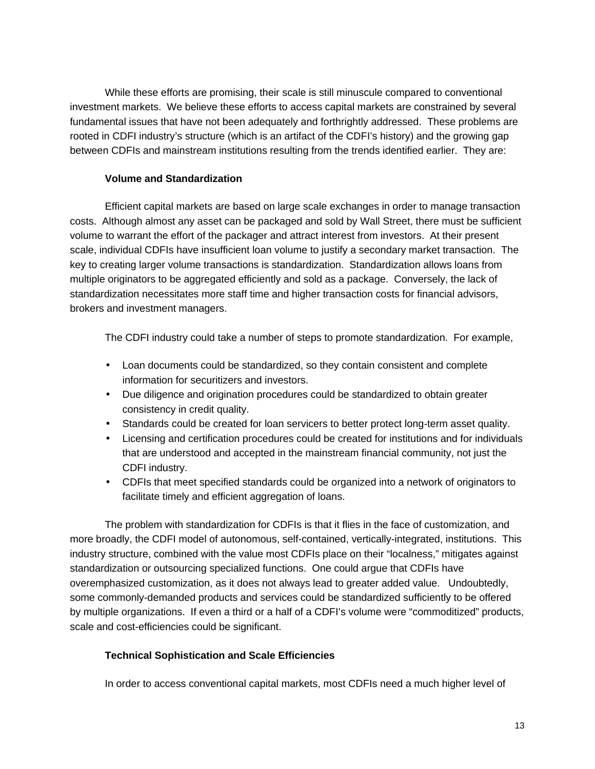While these efforts are promising, their scale is still minuscule compared to conventional investment markets. We believe these efforts to access capital markets are constrained by several fundamental issues that have not been adequately and forthrightly addressed. These problems are rooted in CDFI industry's structure (which is an artifact of the CDFI's history) and the growing gap between CDFIs and mainstream institutions resulting from the trends identified earlier. They are:

### Volume and Standardization

Efficient capital markets are based on large scale exchanges in order to manage transaction costs. Although almost any asset can be packaged and sold by Wall Street, there must be sufficient volume to warrant the effort of the packager and attract interest from investors. At their present scale, individual CDFIs have insufficient loan volume to justify a secondary market transaction. The key to creating larger volume transactions is standardization. Standardization allows loans from multiple originators to be aggregated efficiently and sold as a package. Conversely, the lack of standardization necessitates more staff time and higher transaction costs for financial advisors, brokers and investment managers.

The CDFI industry could take a number of steps to promote standardization. For example,

- Loan documents could be standardized, so they contain consistent and complete information for securitizers and investors.
- Due diligence and origination procedures could be standardized to obtain greater consistency in credit quality.
- Standards could be created for loan servicers to better protect long-term asset quality.
- Licensing and certification procedures could be created for institutions and for individuals that are understood and accepted in the mainstream financial community, not just the CDFI industry.
- CDFIs that meet specified standards could be organized into a network of originators to facilitate timely and efficient aggregation of loans.

The problem with standardization for CDFIs is that it flies in the face of customization, and more broadly, the CDFI model of autonomous, self-contained, vertically-integrated, institutions. This industry structure, combined with the value most CDFIs place on their "localness," mitigates against standardization or outsourcing specialized functions. One could argue that CDFIs have overemphasized customization, as it does not always lead to greater added value. Undoubtedly, some commonly-demanded products and services could be standardized sufficiently to be offered by multiple organizations. If even a third or a half of a CDFI's volume were "commoditized" products, scale and cost-efficiencies could be significant.

### Technical Sophistication and Scale Efficiencies

In order to access conventional capital markets, most CDFIs need a much higher level of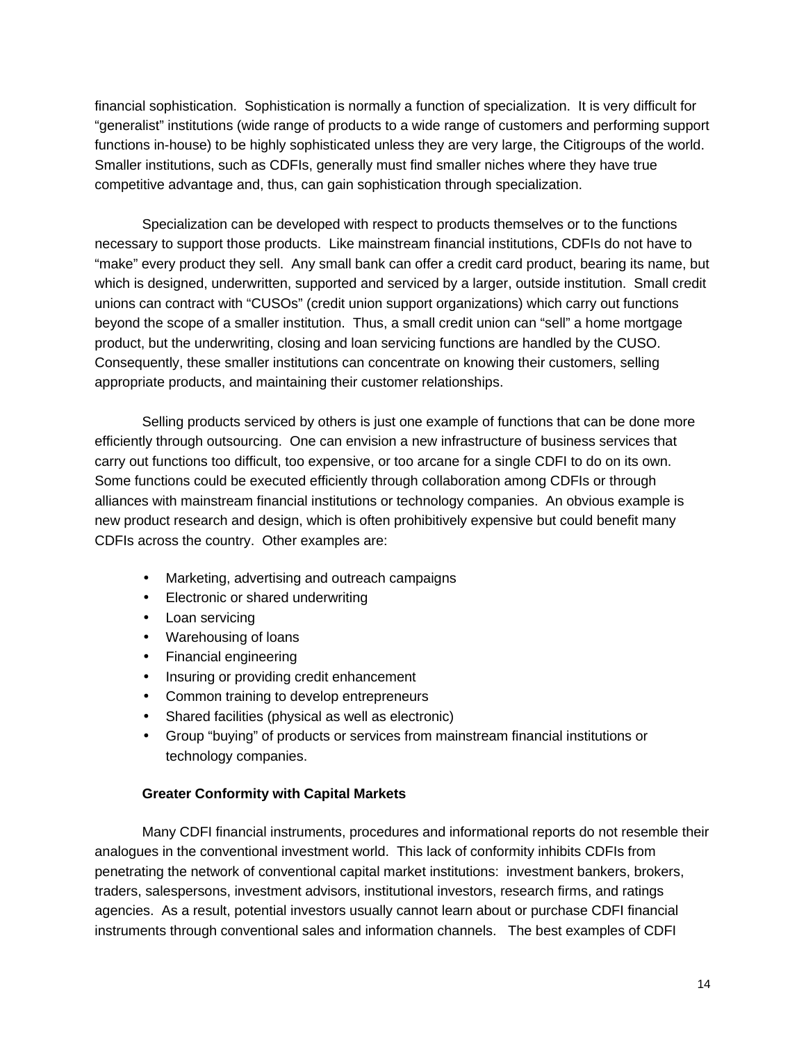financial sophistication. Sophistication is normally a function of specialization. It is very difficult for "generalist" institutions (wide range of products to a wide range of customers and performing support functions in-house) to be highly sophisticated unless they are very large, the Citigroups of the world. Smaller institutions, such as CDFIs, generally must find smaller niches where they have true competitive advantage and, thus, can gain sophistication through specialization.

Specialization can be developed with respect to products themselves or to the functions necessary to support those products. Like mainstream financial institutions, CDFIs do not have to "make" every product they sell. Any small bank can offer a credit card product, bearing its name, but which is designed, underwritten, supported and serviced by a larger, outside institution. Small credit unions can contract with "CUSOs" (credit union support organizations) which carry out functions beyond the scope of a smaller institution. Thus, a small credit union can "sell" a home mortgage product, but the underwriting, closing and loan servicing functions are handled by the CUSO. Consequently, these smaller institutions can concentrate on knowing their customers, selling appropriate products, and maintaining their customer relationships.

Selling products serviced by others is just one example of functions that can be done more efficiently through outsourcing. One can envision a new infrastructure of business services that carry out functions too difficult, too expensive, or too arcane for a single CDFI to do on its own. Some functions could be executed efficiently through collaboration among CDFIs or through alliances with mainstream financial institutions or technology companies. An obvious example is new product research and design, which is often prohibitively expensive but could benefit many CDFIs across the country. Other examples are:

- Marketing, advertising and outreach campaigns
- Electronic or shared underwriting
- Loan servicing
- Warehousing of loans
- Financial engineering
- Insuring or providing credit enhancement
- Common training to develop entrepreneurs
- Shared facilities (physical as well as electronic)
- Group "buying" of products or services from mainstream financial institutions or technology companies.

**Greater Conformity with Capital Markets**

Many CDFI financial instruments, procedures and informational reports do not resemble their analogues in the conventional investment world. This lack of conformity inhibits CDFIs from penetrating the network of conventional capital market institutions: investment bankers, brokers, traders, salespersons, investment advisors, institutional investors, research firms, and ratings agencies. As a result, potential investors usually cannot learn about or purchase CDFI financial instruments through conventional sales and information channels. The best examples of CDFI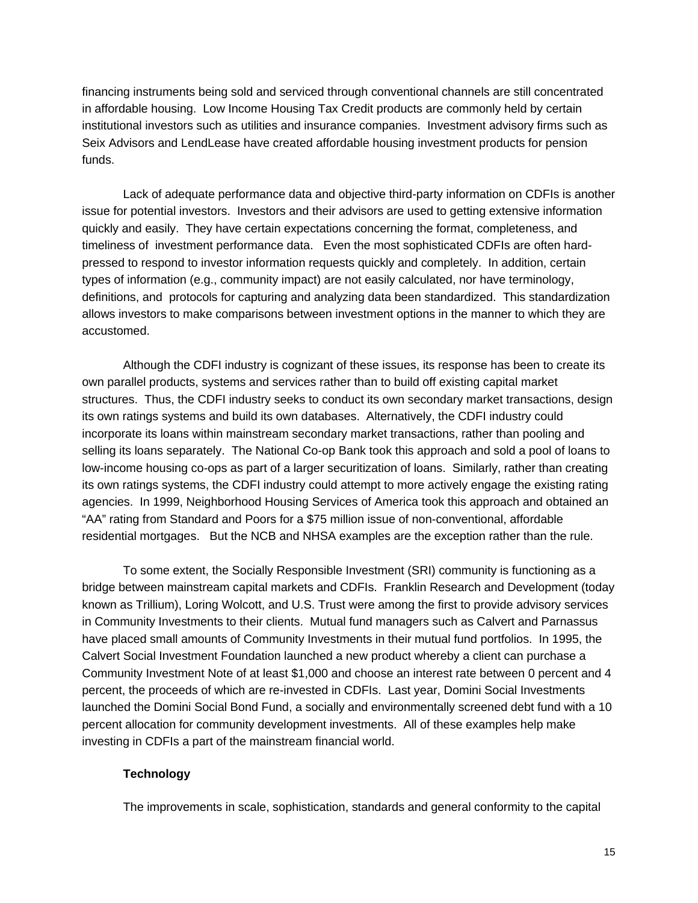financing instruments being sold and serviced through conventional channels are still concentrated in affordable housing. Low Income Housing Tax Credit products are commonly held by certain institutional investors such as utilities and insurance companies. Investment advisory firms such as Seix Advisors and LendLease have created affordable housing investment products for pension funds.

Lack of adequate performance data and objective third-party information on CDFIs is another issue for potential investors. Investors and their advisors are used to getting extensive information quickly and easily. They have certain expectations concerning the format, completeness, and timeliness of investment performance data. Even the most sophisticated CDFIs are often hard-pressed to respond to investor information requests quickly and completely. In addition, certain types of information (e.g., community impact) are not easily calculated, nor have terminology, definitions, and protocols for capturing and analyzing data been standardized. This standardization allows investors to make comparisons between investment options in the manner to which they are accustomed.

Although the CDFI industry is cognizant of these issues, its response has been to create its own parallel products, systems and services rather than to build off existing capital market structures. Thus, the CDFI industry seeks to conduct its own secondary market transactions, design its own ratings systems and build its own databases. Alternatively, the CDFI industry could incorporate its loans within mainstream secondary market transactions, rather than pooling and selling its loans separately. The National Co-op Bank took this approach and sold a pool of loans to low-income housing co-ops as part of a larger securitization of loans. Similarly, rather than creating its own ratings systems, the CDFI industry could attempt to more actively engage the existing rating agencies. In 1999, Neighborhood Housing Services of America took this approach and obtained an "AA" rating from Standard and Poors for a $75 million issue of non-conventional, affordable residential mortgages. But the NCB and NHSA examples are the exception rather than the rule.

To some extent, the Socially Responsible Investment (SRI) community is functioning as a bridge between mainstream capital markets and CDFIs. Franklin Research and Development (today known as Trillium), Loring Wolcott, and U.S. Trust were among the first to provide advisory services in Community Investments to their clients. Mutual fund managers such as Calvert and Parnassus have placed small amounts of Community Investments in their mutual fund portfolios. In 1995, the Calvert Social Investment Foundation launched a new product whereby a client can purchase a Community Investment Note of at least $1,000 and choose an interest rate between 0 percent and 4 percent, the proceeds of which are re-invested in CDFIs. Last year, Domini Social Investments launched the Domini Social Bond Fund, a socially and environmentally screened debt fund with a 10 percent allocation for community development investments. All of these examples help make investing in CDFIs a part of the mainstream financial world.

**Technology**

The improvements in scale, sophistication, standards and general conformity to the capital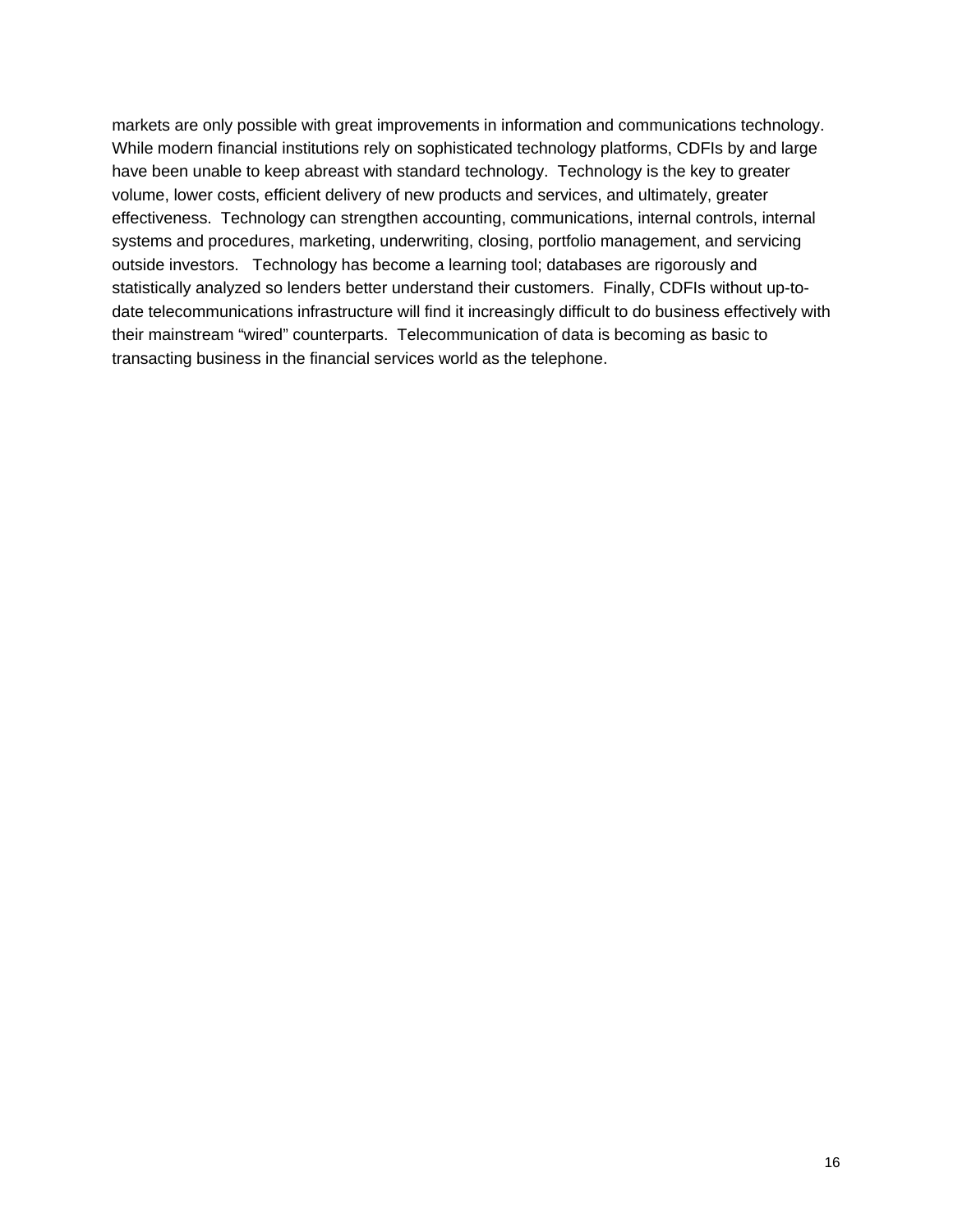markets are only possible with great improvements in information and communications technology. While modern financial institutions rely on sophisticated technology platforms, CDFIs by and large have been unable to keep abreast with standard technology. Technology is the key to greater volume, lower costs, efficient delivery of new products and services, and ultimately, greater effectiveness. Technology can strengthen accounting, communications, internal controls, internal systems and procedures, marketing, underwriting, closing, portfolio management, and servicing outside investors. Technology has become a learning tool; databases are rigorously and statistically analyzed so lenders better understand their customers. Finally, CDFIs without up-to-date telecommunications infrastructure will find it increasingly difficult to do business effectively with their mainstream "wired" counterparts. Telecommunication of data is becoming as basic to transacting business in the financial services world as the telephone.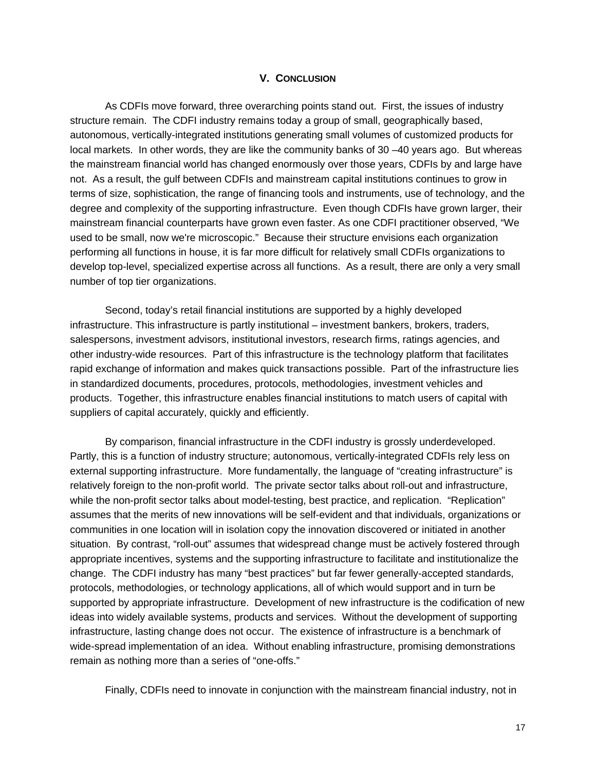## V. Conclusion

As CDFIs move forward, three overarching points stand out. First, the issues of industry structure remain. The CDFI industry remains today a group of small, geographically based, autonomous, vertically-integrated institutions generating small volumes of customized products for local markets. In other words, they are like the community banks of 30 –40 years ago. But whereas the mainstream financial world has changed enormously over those years, CDFIs by and large have not. As a result, the gulf between CDFIs and mainstream capital institutions continues to grow in terms of size, sophistication, the range of financing tools and instruments, use of technology, and the degree and complexity of the supporting infrastructure. Even though CDFIs have grown larger, their mainstream financial counterparts have grown even faster. As one CDFI practitioner observed, "We used to be small, now we're microscopic." Because their structure envisions each organization performing all functions in house, it is far more difficult for relatively small CDFIs organizations to develop top-level, specialized expertise across all functions. As a result, there are only a very small number of top tier organizations.

Second, today's retail financial institutions are supported by a highly developed infrastructure. This infrastructure is partly institutional – investment bankers, brokers, traders, salespersons, investment advisors, institutional investors, research firms, ratings agencies, and other industry-wide resources. Part of this infrastructure is the technology platform that facilitates rapid exchange of information and makes quick transactions possible. Part of the infrastructure lies in standardized documents, procedures, protocols, methodologies, investment vehicles and products. Together, this infrastructure enables financial institutions to match users of capital with suppliers of capital accurately, quickly and efficiently.

By comparison, financial infrastructure in the CDFI industry is grossly underdeveloped. Partly, this is a function of industry structure; autonomous, vertically-integrated CDFIs rely less on external supporting infrastructure. More fundamentally, the language of "creating infrastructure" is relatively foreign to the non-profit world. The private sector talks about roll-out and infrastructure, while the non-profit sector talks about model-testing, best practice, and replication. "Replication" assumes that the merits of new innovations will be self-evident and that individuals, organizations or communities in one location will in isolation copy the innovation discovered or initiated in another situation. By contrast, "roll-out" assumes that widespread change must be actively fostered through appropriate incentives, systems and the supporting infrastructure to facilitate and institutionalize the change. The CDFI industry has many "best practices" but far fewer generally-accepted standards, protocols, methodologies, or technology applications, all of which would support and in turn be supported by appropriate infrastructure. Development of new infrastructure is the codification of new ideas into widely available systems, products and services. Without the development of supporting infrastructure, lasting change does not occur. The existence of infrastructure is a benchmark of wide-spread implementation of an idea. Without enabling infrastructure, promising demonstrations remain as nothing more than a series of "one-offs."

Finally, CDFIs need to innovate in conjunction with the mainstream financial industry, not in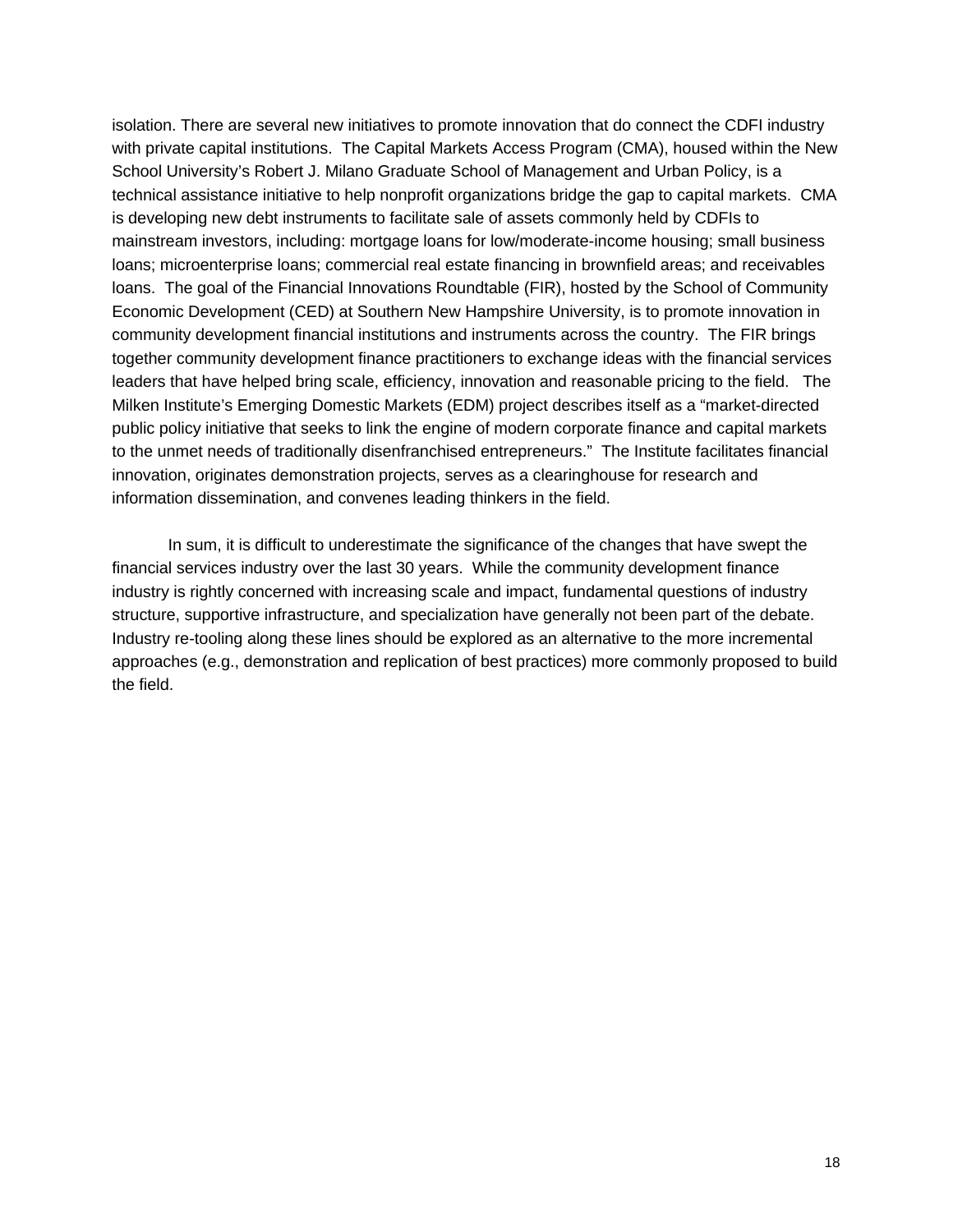isolation. There are several new initiatives to promote innovation that do connect the CDFI industry with private capital institutions. The Capital Markets Access Program (CMA), housed within the New School University's Robert J. Milano Graduate School of Management and Urban Policy, is a technical assistance initiative to help nonprofit organizations bridge the gap to capital markets. CMA is developing new debt instruments to facilitate sale of assets commonly held by CDFIs to mainstream investors, including: mortgage loans for low/moderate-income housing; small business loans; microenterprise loans; commercial real estate financing in brownfield areas; and receivables loans. The goal of the Financial Innovations Roundtable (FIR), hosted by the School of Community Economic Development (CED) at Southern New Hampshire University, is to promote innovation in community development financial institutions and instruments across the country. The FIR brings together community development finance practitioners to exchange ideas with the financial services leaders that have helped bring scale, efficiency, innovation and reasonable pricing to the field. The Milken Institute's Emerging Domestic Markets (EDM) project describes itself as a "market-directed public policy initiative that seeks to link the engine of modern corporate finance and capital markets to the unmet needs of traditionally disenfranchised entrepreneurs." The Institute facilitates financial innovation, originates demonstration projects, serves as a clearinghouse for research and information dissemination, and convenes leading thinkers in the field.

In sum, it is difficult to underestimate the significance of the changes that have swept the financial services industry over the last 30 years. While the community development finance industry is rightly concerned with increasing scale and impact, fundamental questions of industry structure, supportive infrastructure, and specialization have generally not been part of the debate. Industry re-tooling along these lines should be explored as an alternative to the more incremental approaches (e.g., demonstration and replication of best practices) more commonly proposed to build the field.